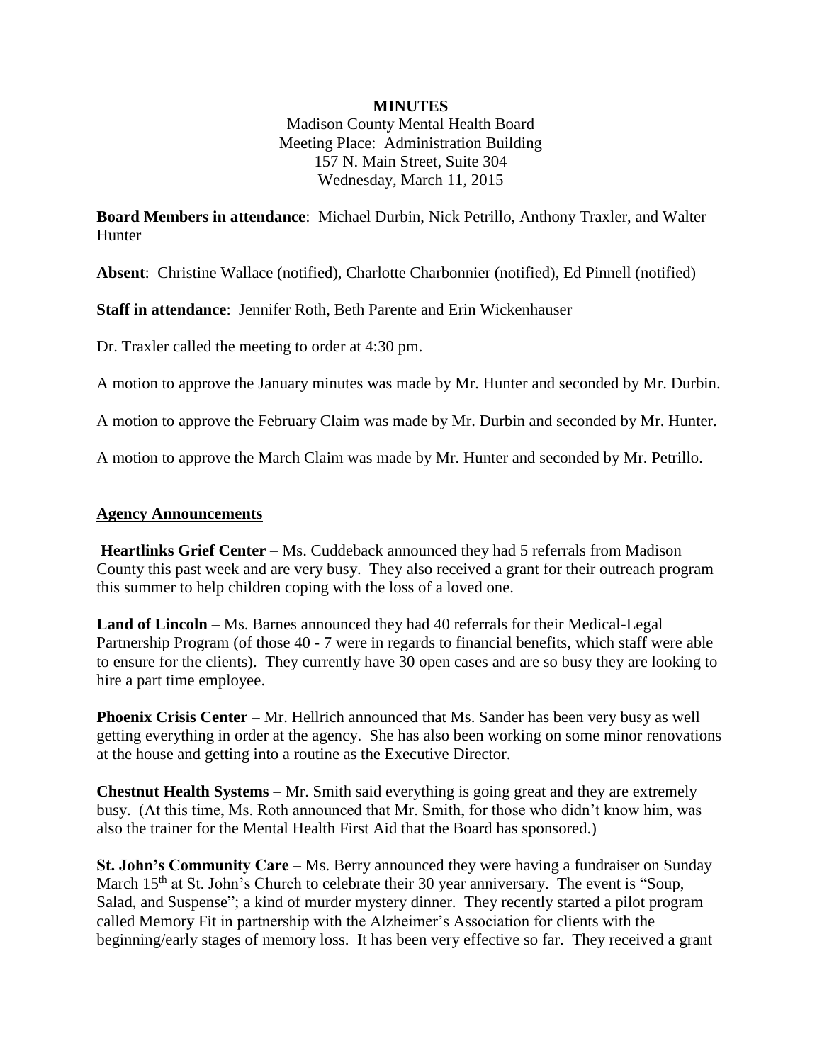**MINUTES**

Madison County Mental Health Board
Meeting Place: Administration Building
157 N. Main Street, Suite 304
Wednesday, March 11, 2015

**Board Members in attendance**: Michael Durbin, Nick Petrillo, Anthony Traxler, and Walter Hunter

**Absent**: Christine Wallace (notified), Charlotte Charbonnier (notified), Ed Pinnell (notified)

**Staff in attendance**: Jennifer Roth, Beth Parente and Erin Wickenhauser

Dr. Traxler called the meeting to order at 4:30 pm.

A motion to approve the January minutes was made by Mr. Hunter and seconded by Mr. Durbin.

A motion to approve the February Claim was made by Mr. Durbin and seconded by Mr. Hunter.

A motion to approve the March Claim was made by Mr. Hunter and seconded by Mr. Petrillo.

## Agency Announcements

**Heartlinks Grief Center** – Ms. Cuddeback announced they had 5 referrals from Madison County this past week and are very busy. They also received a grant for their outreach program this summer to help children coping with the loss of a loved one.

**Land of Lincoln** – Ms. Barnes announced they had 40 referrals for their Medical-Legal Partnership Program (of those 40 - 7 were in regards to financial benefits, which staff were able to ensure for the clients). They currently have 30 open cases and are so busy they are looking to hire a part time employee.

**Phoenix Crisis Center** – Mr. Hellrich announced that Ms. Sander has been very busy as well getting everything in order at the agency. She has also been working on some minor renovations at the house and getting into a routine as the Executive Director.

**Chestnut Health Systems** – Mr. Smith said everything is going great and they are extremely busy. (At this time, Ms. Roth announced that Mr. Smith, for those who didn't know him, was also the trainer for the Mental Health First Aid that the Board has sponsored.)

**St. John's Community Care** – Ms. Berry announced they were having a fundraiser on Sunday March 15th at St. John's Church to celebrate their 30 year anniversary. The event is "Soup, Salad, and Suspense"; a kind of murder mystery dinner. They recently started a pilot program called Memory Fit in partnership with the Alzheimer's Association for clients with the beginning/early stages of memory loss. It has been very effective so far. They received a grant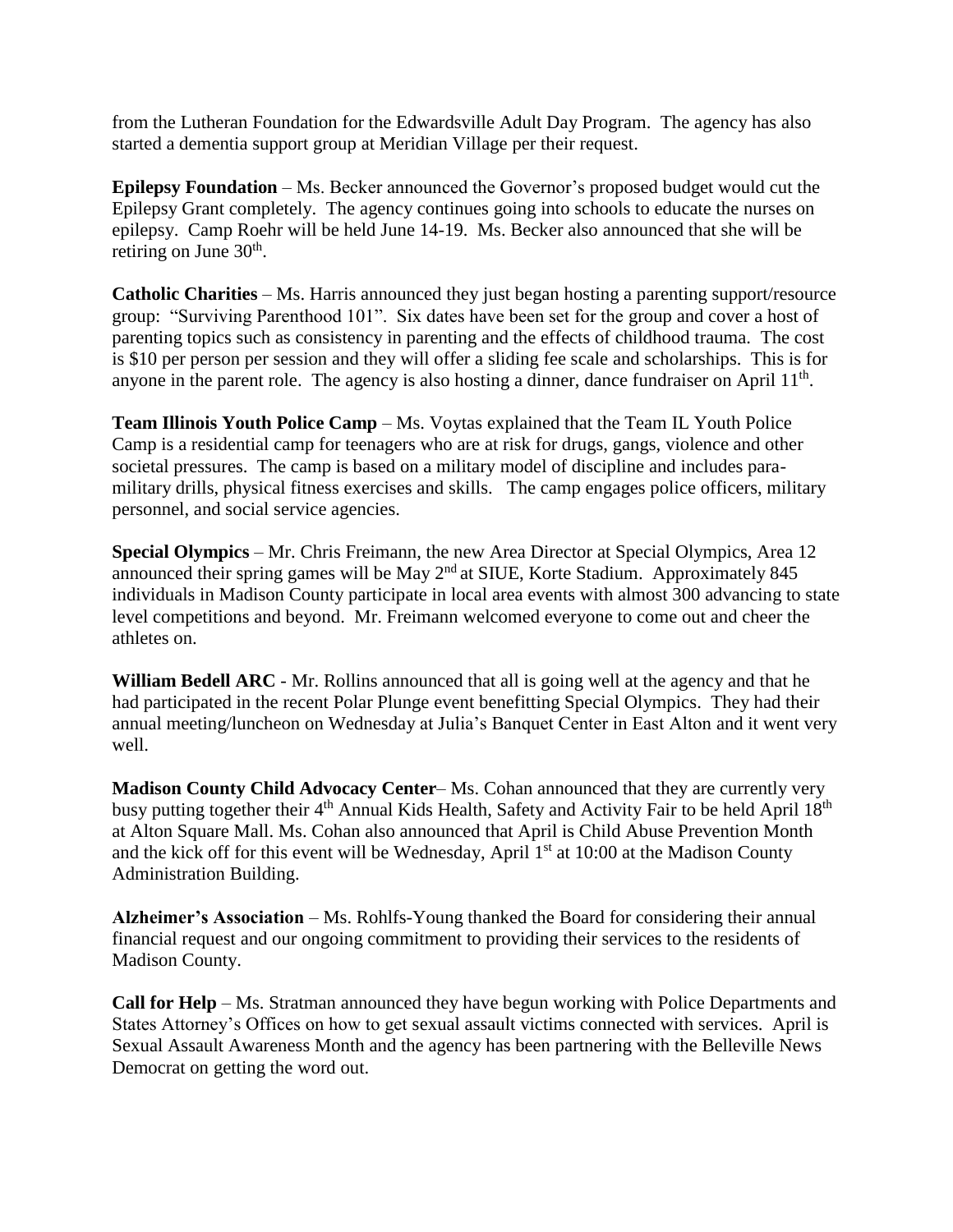from the Lutheran Foundation for the Edwardsville Adult Day Program. The agency has also started a dementia support group at Meridian Village per their request.

**Epilepsy Foundation** – Ms. Becker announced the Governor's proposed budget would cut the Epilepsy Grant completely. The agency continues going into schools to educate the nurses on epilepsy. Camp Roehr will be held June 14-19. Ms. Becker also announced that she will be retiring on June 30th.

**Catholic Charities** – Ms. Harris announced they just began hosting a parenting support/resource group: "Surviving Parenthood 101". Six dates have been set for the group and cover a host of parenting topics such as consistency in parenting and the effects of childhood trauma. The cost is $10 per person per session and they will offer a sliding fee scale and scholarships. This is for anyone in the parent role. The agency is also hosting a dinner, dance fundraiser on April 11th.

**Team Illinois Youth Police Camp** – Ms. Voytas explained that the Team IL Youth Police Camp is a residential camp for teenagers who are at risk for drugs, gangs, violence and other societal pressures. The camp is based on a military model of discipline and includes para-military drills, physical fitness exercises and skills. The camp engages police officers, military personnel, and social service agencies.

**Special Olympics** – Mr. Chris Freimann, the new Area Director at Special Olympics, Area 12 announced their spring games will be May 2nd at SIUE, Korte Stadium. Approximately 845 individuals in Madison County participate in local area events with almost 300 advancing to state level competitions and beyond. Mr. Freimann welcomed everyone to come out and cheer the athletes on.

**William Bedell ARC** - Mr. Rollins announced that all is going well at the agency and that he had participated in the recent Polar Plunge event benefitting Special Olympics. They had their annual meeting/luncheon on Wednesday at Julia's Banquet Center in East Alton and it went very well.

**Madison County Child Advocacy Center**– Ms. Cohan announced that they are currently very busy putting together their 4th Annual Kids Health, Safety and Activity Fair to be held April 18th at Alton Square Mall. Ms. Cohan also announced that April is Child Abuse Prevention Month and the kick off for this event will be Wednesday, April 1st at 10:00 at the Madison County Administration Building.

**Alzheimer's Association** – Ms. Rohlfs-Young thanked the Board for considering their annual financial request and our ongoing commitment to providing their services to the residents of Madison County.

**Call for Help** – Ms. Stratman announced they have begun working with Police Departments and States Attorney's Offices on how to get sexual assault victims connected with services. April is Sexual Assault Awareness Month and the agency has been partnering with the Belleville News Democrat on getting the word out.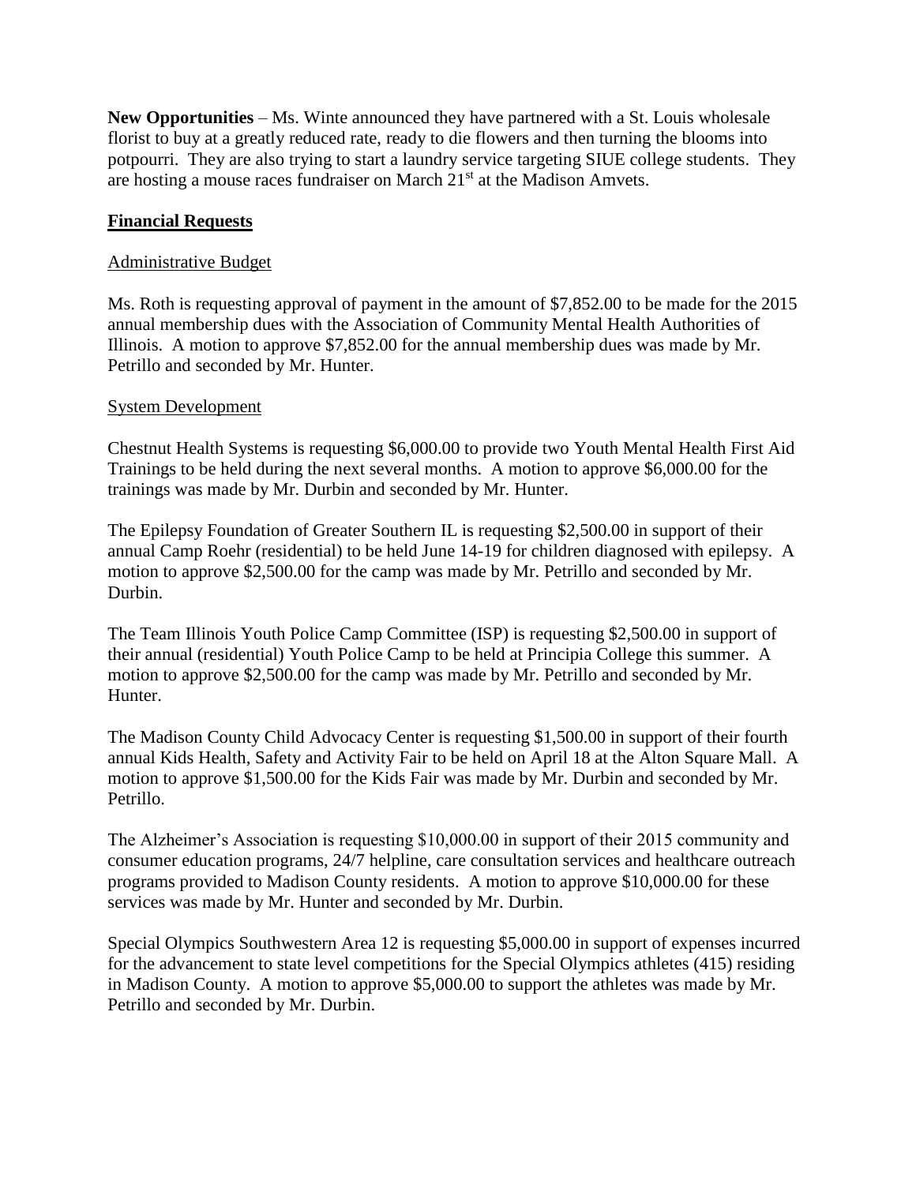**New Opportunities** – Ms. Winte announced they have partnered with a St. Louis wholesale florist to buy at a greatly reduced rate, ready to die flowers and then turning the blooms into potpourri. They are also trying to start a laundry service targeting SIUE college students. They are hosting a mouse races fundraiser on March 21st at the Madison Amvets.

## Financial Requests

### Administrative Budget

Ms. Roth is requesting approval of payment in the amount of $7,852.00 to be made for the 2015 annual membership dues with the Association of Community Mental Health Authorities of Illinois. A motion to approve $7,852.00 for the annual membership dues was made by Mr. Petrillo and seconded by Mr. Hunter.

### System Development

Chestnut Health Systems is requesting $6,000.00 to provide two Youth Mental Health First Aid Trainings to be held during the next several months. A motion to approve $6,000.00 for the trainings was made by Mr. Durbin and seconded by Mr. Hunter.

The Epilepsy Foundation of Greater Southern IL is requesting $2,500.00 in support of their annual Camp Roehr (residential) to be held June 14-19 for children diagnosed with epilepsy. A motion to approve $2,500.00 for the camp was made by Mr. Petrillo and seconded by Mr. Durbin.

The Team Illinois Youth Police Camp Committee (ISP) is requesting $2,500.00 in support of their annual (residential) Youth Police Camp to be held at Principia College this summer. A motion to approve $2,500.00 for the camp was made by Mr. Petrillo and seconded by Mr. Hunter.

The Madison County Child Advocacy Center is requesting $1,500.00 in support of their fourth annual Kids Health, Safety and Activity Fair to be held on April 18 at the Alton Square Mall. A motion to approve $1,500.00 for the Kids Fair was made by Mr. Durbin and seconded by Mr. Petrillo.

The Alzheimer's Association is requesting $10,000.00 in support of their 2015 community and consumer education programs, 24/7 helpline, care consultation services and healthcare outreach programs provided to Madison County residents. A motion to approve $10,000.00 for these services was made by Mr. Hunter and seconded by Mr. Durbin.

Special Olympics Southwestern Area 12 is requesting $5,000.00 in support of expenses incurred for the advancement to state level competitions for the Special Olympics athletes (415) residing in Madison County. A motion to approve $5,000.00 to support the athletes was made by Mr. Petrillo and seconded by Mr. Durbin.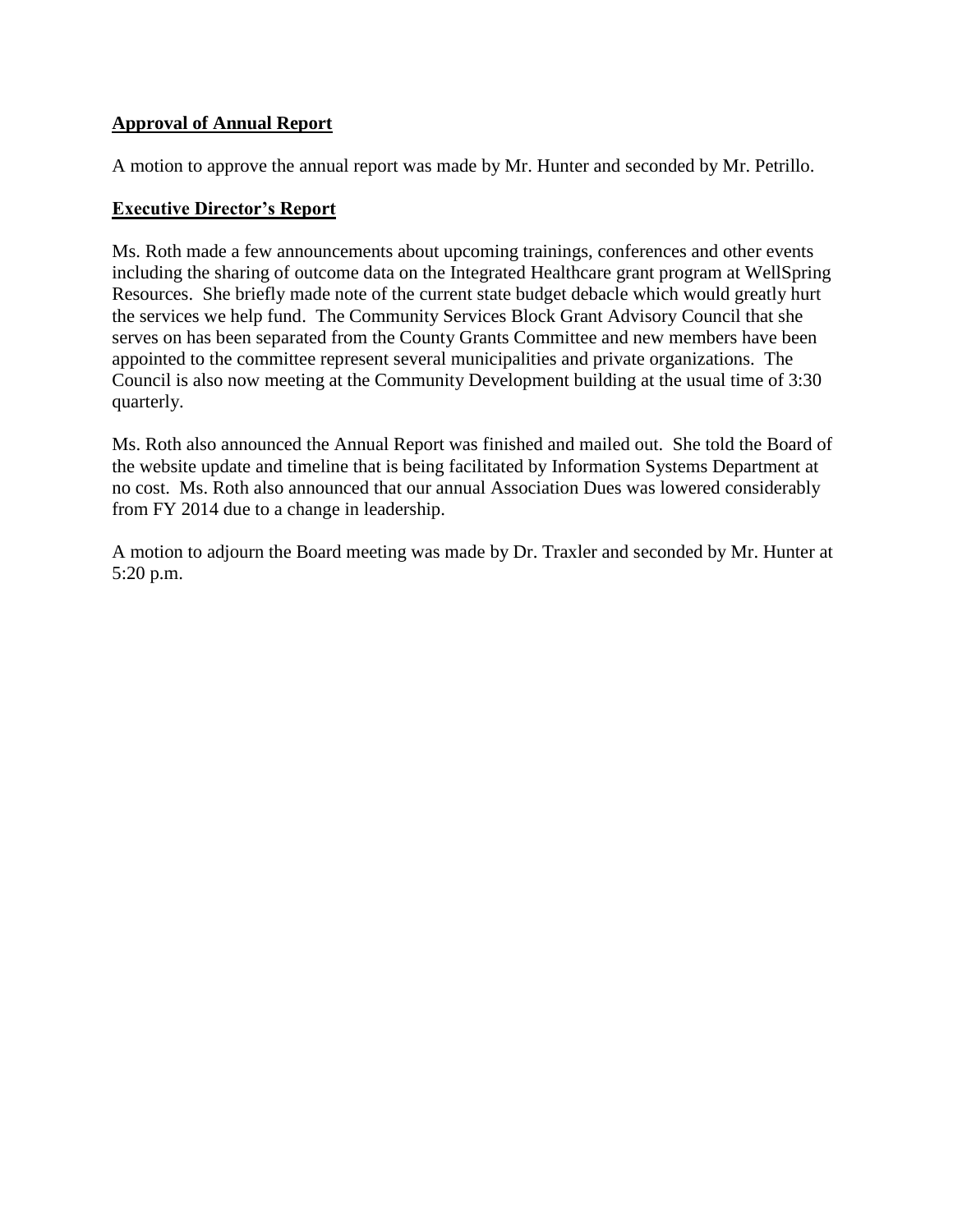**Approval of Annual Report**

A motion to approve the annual report was made by Mr. Hunter and seconded by Mr. Petrillo.

**Executive Director's Report**

Ms. Roth made a few announcements about upcoming trainings, conferences and other events including the sharing of outcome data on the Integrated Healthcare grant program at WellSpring Resources. She briefly made note of the current state budget debacle which would greatly hurt the services we help fund. The Community Services Block Grant Advisory Council that she serves on has been separated from the County Grants Committee and new members have been appointed to the committee represent several municipalities and private organizations. The Council is also now meeting at the Community Development building at the usual time of 3:30 quarterly.

Ms. Roth also announced the Annual Report was finished and mailed out. She told the Board of the website update and timeline that is being facilitated by Information Systems Department at no cost. Ms. Roth also announced that our annual Association Dues was lowered considerably from FY 2014 due to a change in leadership.

A motion to adjourn the Board meeting was made by Dr. Traxler and seconded by Mr. Hunter at 5:20 p.m.